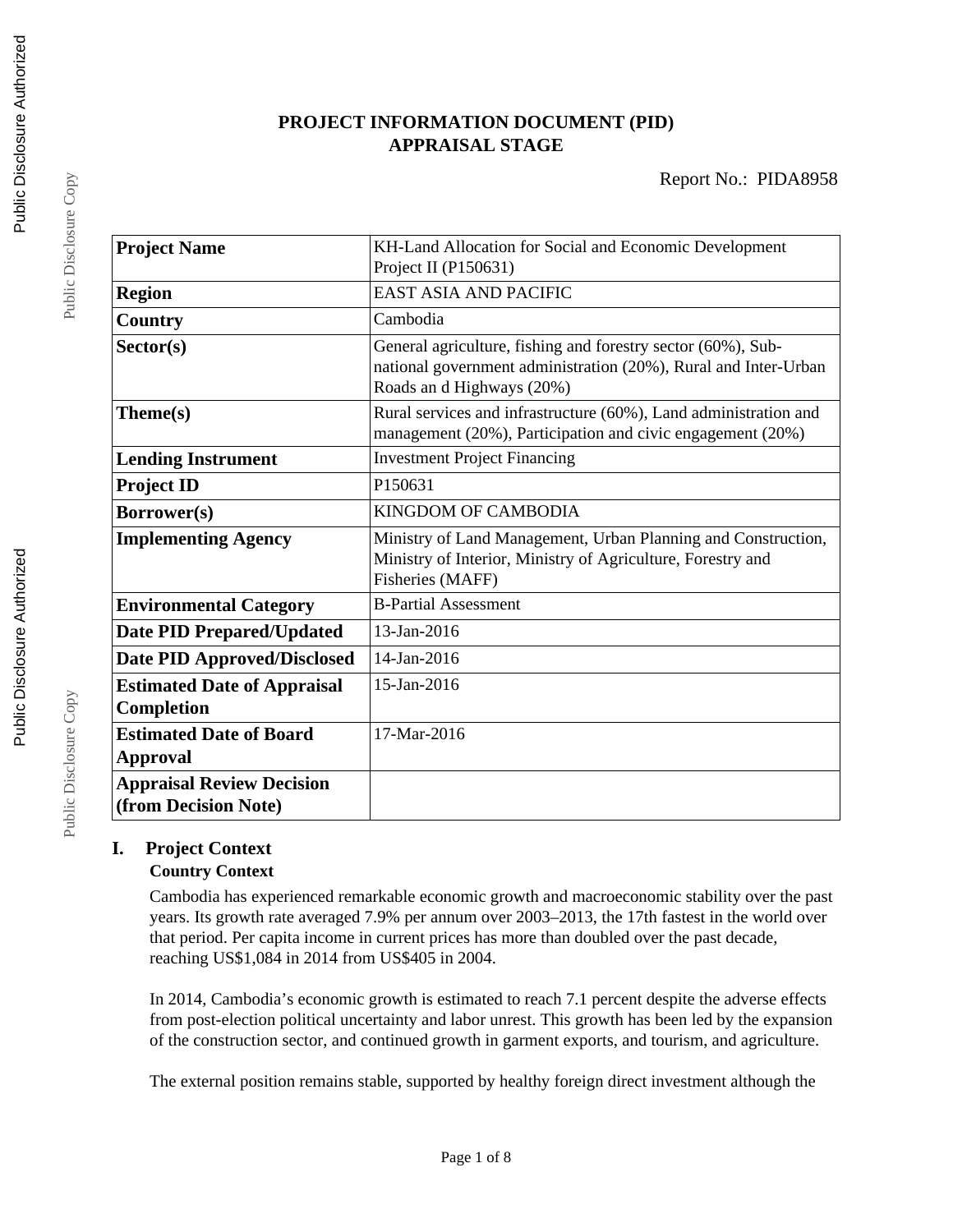# PROJECT INFORMATION DOCUMENT (PID)
# APPRAISAL STAGE

Report No.: PIDA8958

| | |
|---|---|
| **Project Name** | KH-Land Allocation for Social and Economic Development Project II (P150631) |
| **Region** | EAST ASIA AND PACIFIC |
| **Country** | Cambodia |
| **Sector(s)** | General agriculture, fishing and forestry sector (60%), Sub-national government administration (20%), Rural and Inter-Urban Roads an d Highways (20%) |
| **Theme(s)** | Rural services and infrastructure (60%), Land administration and management (20%), Participation and civic engagement (20%) |
| **Lending Instrument** | Investment Project Financing |
| **Project ID** | P150631 |
| **Borrower(s)** | KINGDOM OF CAMBODIA |
| **Implementing Agency** | Ministry of Land Management, Urban Planning and Construction, Ministry of Interior, Ministry of Agriculture, Forestry and Fisheries (MAFF) |
| **Environmental Category** | B-Partial Assessment |
| **Date PID Prepared/Updated** | 13-Jan-2016 |
| **Date PID Approved/Disclosed** | 14-Jan-2016 |
| **Estimated Date of Appraisal Completion** | 15-Jan-2016 |
| **Estimated Date of Board Approval** | 17-Mar-2016 |
| **Appraisal Review Decision (from Decision Note)** | |

## I. Project Context

### Country Context

Cambodia has experienced remarkable economic growth and macroeconomic stability over the past years. Its growth rate averaged 7.9% per annum over 2003–2013, the 17th fastest in the world over that period. Per capita income in current prices has more than doubled over the past decade, reaching US$1,084 in 2014 from US$405 in 2004.

In 2014, Cambodia's economic growth is estimated to reach 7.1 percent despite the adverse effects from post-election political uncertainty and labor unrest. This growth has been led by the expansion of the construction sector, and continued growth in garment exports, and tourism, and agriculture.

The external position remains stable, supported by healthy foreign direct investment although the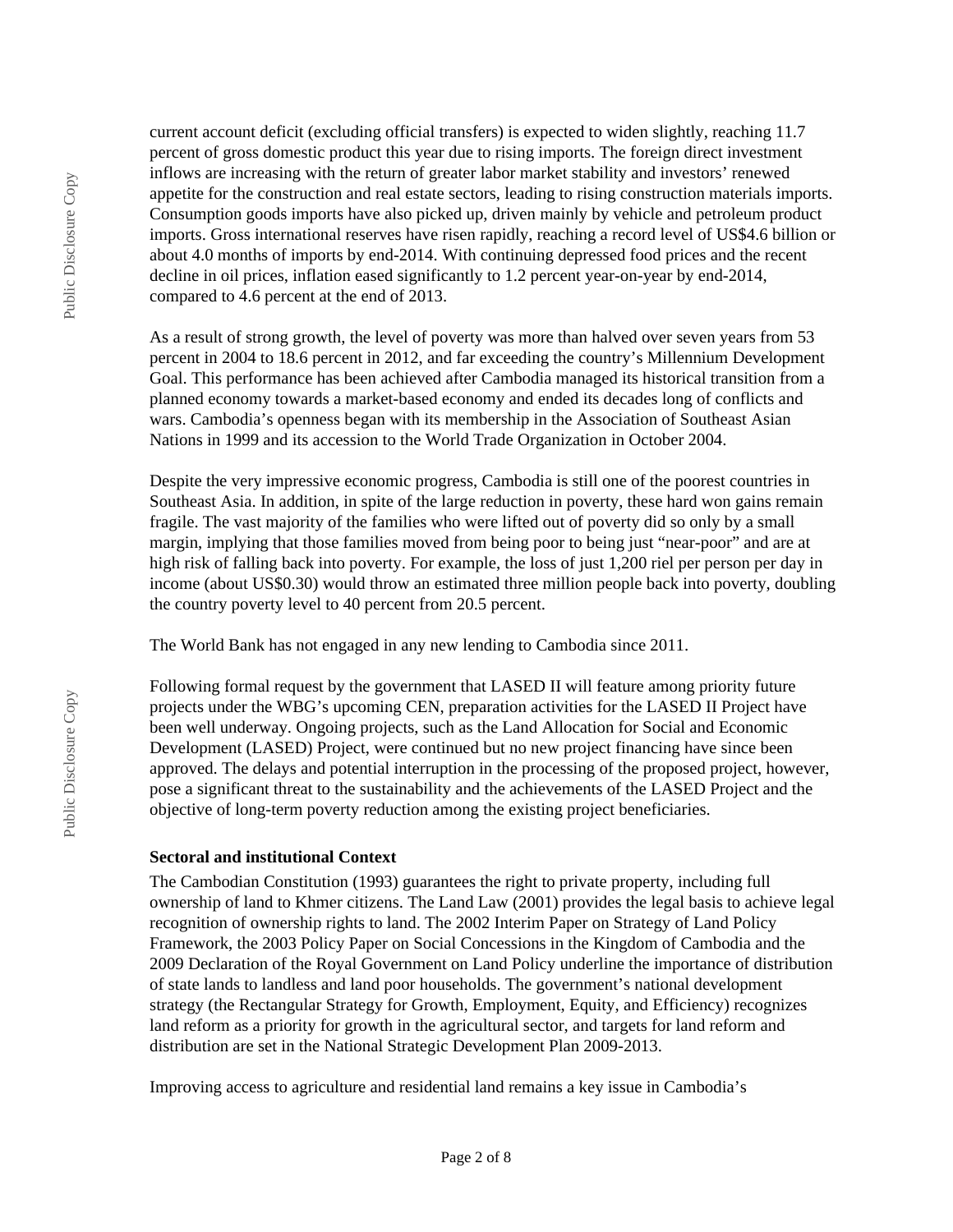current account deficit (excluding official transfers) is expected to widen slightly, reaching 11.7 percent of gross domestic product this year due to rising imports. The foreign direct investment inflows are increasing with the return of greater labor market stability and investors' renewed appetite for the construction and real estate sectors, leading to rising construction materials imports. Consumption goods imports have also picked up, driven mainly by vehicle and petroleum product imports. Gross international reserves have risen rapidly, reaching a record level of US$4.6 billion or about 4.0 months of imports by end-2014. With continuing depressed food prices and the recent decline in oil prices, inflation eased significantly to 1.2 percent year-on-year by end-2014, compared to 4.6 percent at the end of 2013.

As a result of strong growth, the level of poverty was more than halved over seven years from 53 percent in 2004 to 18.6 percent in 2012, and far exceeding the country's Millennium Development Goal. This performance has been achieved after Cambodia managed its historical transition from a planned economy towards a market-based economy and ended its decades long of conflicts and wars. Cambodia's openness began with its membership in the Association of Southeast Asian Nations in 1999 and its accession to the World Trade Organization in October 2004.

Despite the very impressive economic progress, Cambodia is still one of the poorest countries in Southeast Asia. In addition, in spite of the large reduction in poverty, these hard won gains remain fragile. The vast majority of the families who were lifted out of poverty did so only by a small margin, implying that those families moved from being poor to being just "near-poor" and are at high risk of falling back into poverty. For example, the loss of just 1,200 riel per person per day in income (about US$0.30) would throw an estimated three million people back into poverty, doubling the country poverty level to 40 percent from 20.5 percent.

The World Bank has not engaged in any new lending to Cambodia since 2011.

Following formal request by the government that LASED II will feature among priority future projects under the WBG's upcoming CEN, preparation activities for the LASED II Project have been well underway. Ongoing projects, such as the Land Allocation for Social and Economic Development (LASED) Project, were continued but no new project financing have since been approved. The delays and potential interruption in the processing of the proposed project, however, pose a significant threat to the sustainability and the achievements of the LASED Project and the objective of long-term poverty reduction among the existing project beneficiaries.

### Sectoral and institutional Context

The Cambodian Constitution (1993) guarantees the right to private property, including full ownership of land to Khmer citizens. The Land Law (2001) provides the legal basis to achieve legal recognition of ownership rights to land. The 2002 Interim Paper on Strategy of Land Policy Framework, the 2003 Policy Paper on Social Concessions in the Kingdom of Cambodia and the 2009 Declaration of the Royal Government on Land Policy underline the importance of distribution of state lands to landless and land poor households. The government's national development strategy (the Rectangular Strategy for Growth, Employment, Equity, and Efficiency) recognizes land reform as a priority for growth in the agricultural sector, and targets for land reform and distribution are set in the National Strategic Development Plan 2009-2013.

Improving access to agriculture and residential land remains a key issue in Cambodia's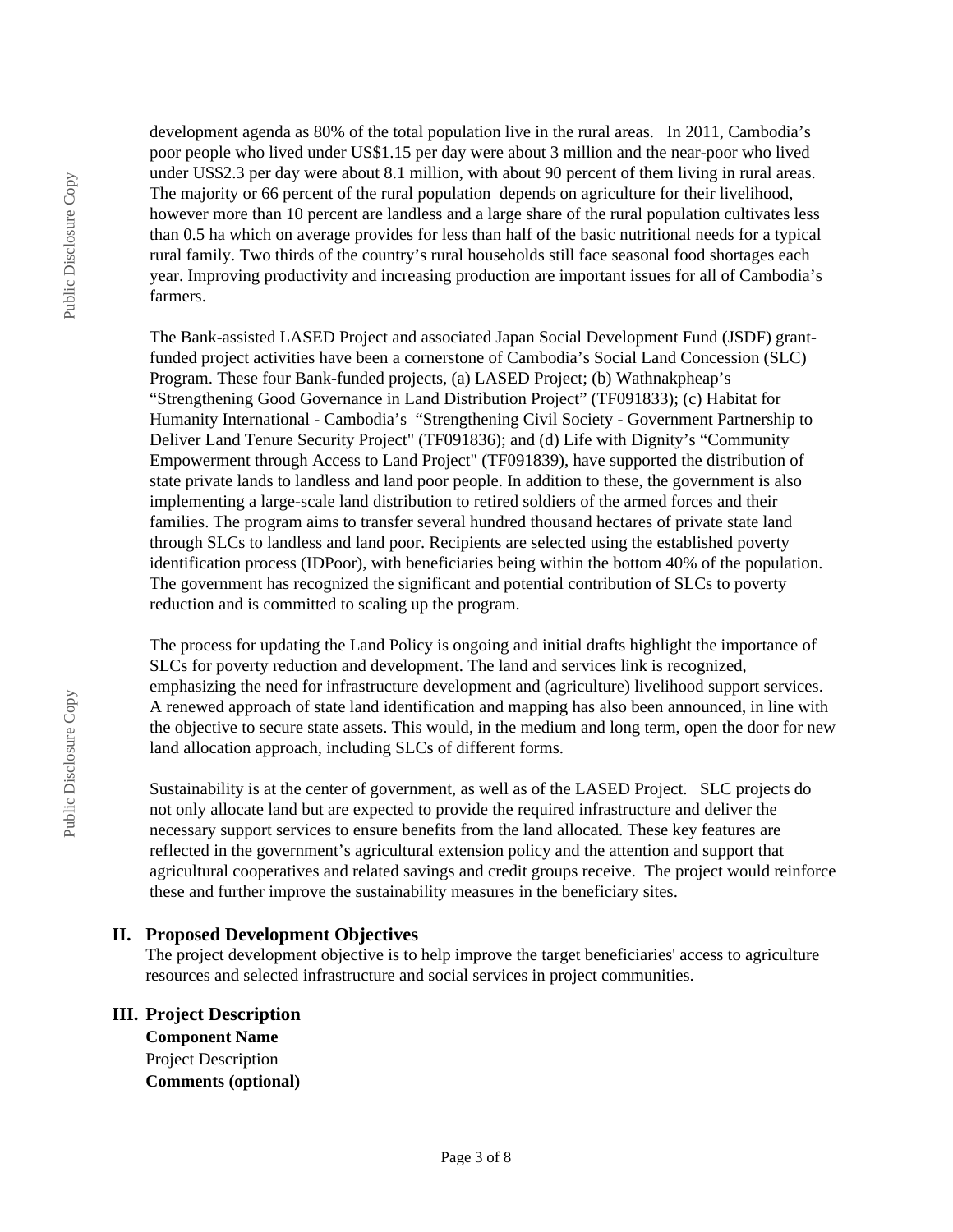development agenda as 80% of the total population live in the rural areas. In 2011, Cambodia's poor people who lived under US$1.15 per day were about 3 million and the near-poor who lived under US$2.3 per day were about 8.1 million, with about 90 percent of them living in rural areas. The majority or 66 percent of the rural population depends on agriculture for their livelihood, however more than 10 percent are landless and a large share of the rural population cultivates less than 0.5 ha which on average provides for less than half of the basic nutritional needs for a typical rural family. Two thirds of the country's rural households still face seasonal food shortages each year. Improving productivity and increasing production are important issues for all of Cambodia's farmers.

The Bank-assisted LASED Project and associated Japan Social Development Fund (JSDF) grant-funded project activities have been a cornerstone of Cambodia's Social Land Concession (SLC) Program. These four Bank-funded projects, (a) LASED Project; (b) Wathnakpheap's "Strengthening Good Governance in Land Distribution Project" (TF091833); (c) Habitat for Humanity International - Cambodia's "Strengthening Civil Society - Government Partnership to Deliver Land Tenure Security Project" (TF091836); and (d) Life with Dignity's "Community Empowerment through Access to Land Project" (TF091839), have supported the distribution of state private lands to landless and land poor people. In addition to these, the government is also implementing a large-scale land distribution to retired soldiers of the armed forces and their families. The program aims to transfer several hundred thousand hectares of private state land through SLCs to landless and land poor. Recipients are selected using the established poverty identification process (IDPoor), with beneficiaries being within the bottom 40% of the population. The government has recognized the significant and potential contribution of SLCs to poverty reduction and is committed to scaling up the program.

The process for updating the Land Policy is ongoing and initial drafts highlight the importance of SLCs for poverty reduction and development. The land and services link is recognized, emphasizing the need for infrastructure development and (agriculture) livelihood support services. A renewed approach of state land identification and mapping has also been announced, in line with the objective to secure state assets. This would, in the medium and long term, open the door for new land allocation approach, including SLCs of different forms.

Sustainability is at the center of government, as well as of the LASED Project. SLC projects do not only allocate land but are expected to provide the required infrastructure and deliver the necessary support services to ensure benefits from the land allocated. These key features are reflected in the government's agricultural extension policy and the attention and support that agricultural cooperatives and related savings and credit groups receive. The project would reinforce these and further improve the sustainability measures in the beneficiary sites.

## II. Proposed Development Objectives

The project development objective is to help improve the target beneficiaries' access to agriculture resources and selected infrastructure and social services in project communities.

## III. Project Description

**Component Name**

Project Description

**Comments (optional)**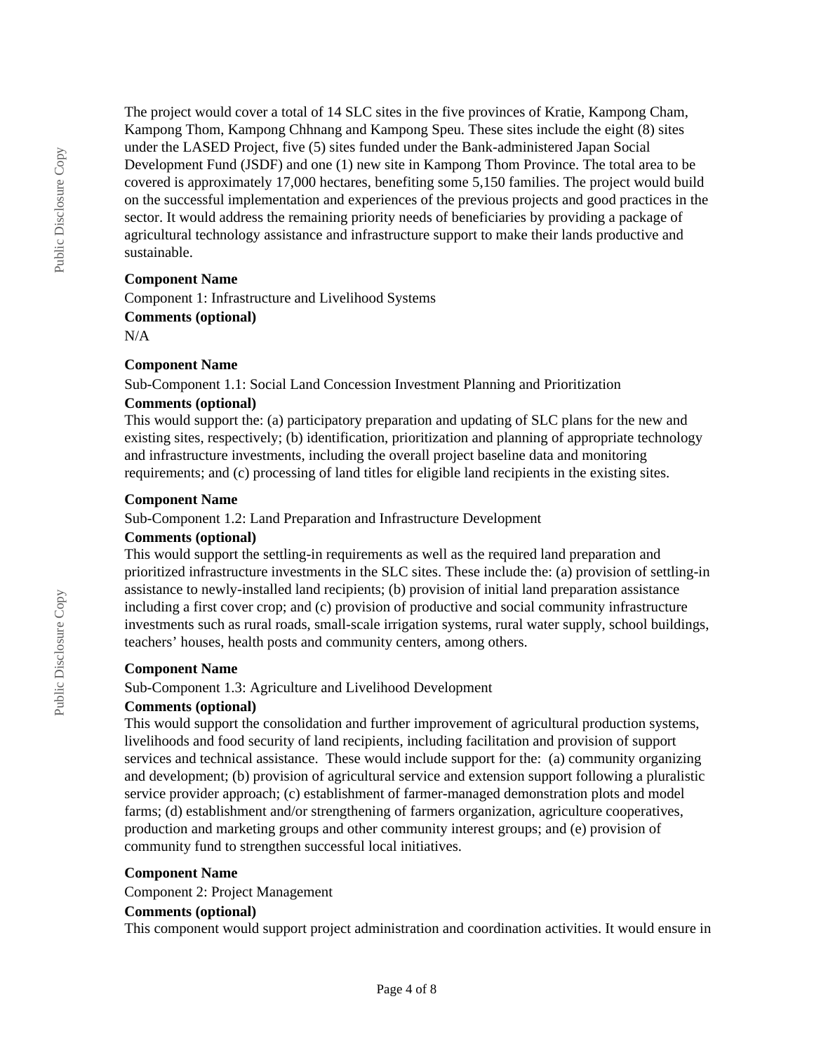The project would cover a total of 14 SLC sites in the five provinces of Kratie, Kampong Cham, Kampong Thom, Kampong Chhnang and Kampong Speu. These sites include the eight (8) sites under the LASED Project, five (5) sites funded under the Bank-administered Japan Social Development Fund (JSDF) and one (1) new site in Kampong Thom Province. The total area to be covered is approximately 17,000 hectares, benefiting some 5,150 families. The project would build on the successful implementation and experiences of the previous projects and good practices in the sector. It would address the remaining priority needs of beneficiaries by providing a package of agricultural technology assistance and infrastructure support to make their lands productive and sustainable.

**Component Name**

Component 1: Infrastructure and Livelihood Systems

**Comments (optional)**

N/A

**Component Name**

Sub-Component 1.1: Social Land Concession Investment Planning and Prioritization

**Comments (optional)**

This would support the: (a) participatory preparation and updating of SLC plans for the new and existing sites, respectively; (b) identification, prioritization and planning of appropriate technology and infrastructure investments, including the overall project baseline data and monitoring requirements; and (c) processing of land titles for eligible land recipients in the existing sites.

**Component Name**

Sub-Component 1.2: Land Preparation and Infrastructure Development

**Comments (optional)**

This would support the settling-in requirements as well as the required land preparation and prioritized infrastructure investments in the SLC sites. These include the: (a) provision of settling-in assistance to newly-installed land recipients; (b) provision of initial land preparation assistance including a first cover crop; and (c) provision of productive and social community infrastructure investments such as rural roads, small-scale irrigation systems, rural water supply, school buildings, teachers' houses, health posts and community centers, among others.

**Component Name**

Sub-Component 1.3: Agriculture and Livelihood Development

**Comments (optional)**

This would support the consolidation and further improvement of agricultural production systems, livelihoods and food security of land recipients, including facilitation and provision of support services and technical assistance. These would include support for the: (a) community organizing and development; (b) provision of agricultural service and extension support following a pluralistic service provider approach; (c) establishment of farmer-managed demonstration plots and model farms; (d) establishment and/or strengthening of farmers organization, agriculture cooperatives, production and marketing groups and other community interest groups; and (e) provision of community fund to strengthen successful local initiatives.

**Component Name**

Component 2: Project Management

**Comments (optional)**

This component would support project administration and coordination activities. It would ensure in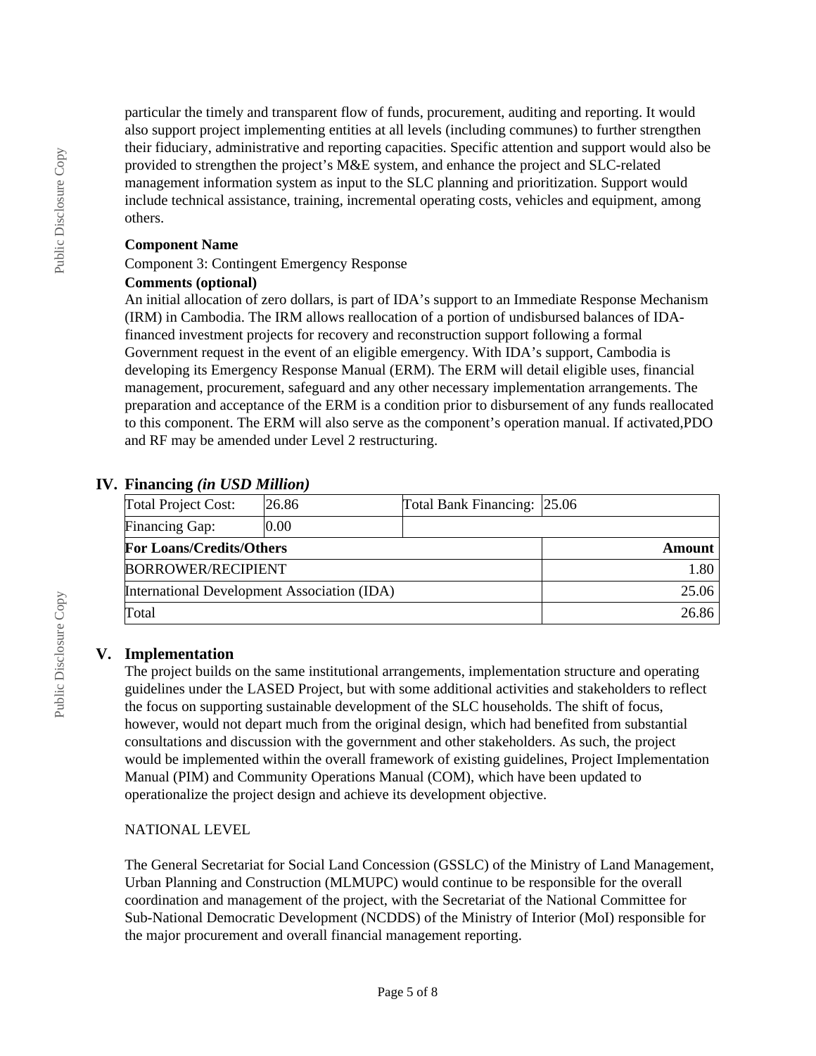particular the timely and transparent flow of funds, procurement, auditing and reporting. It would also support project implementing entities at all levels (including communes) to further strengthen their fiduciary, administrative and reporting capacities. Specific attention and support would also be provided to strengthen the project's M&E system, and enhance the project and SLC-related management information system as input to the SLC planning and prioritization. Support would include technical assistance, training, incremental operating costs, vehicles and equipment, among others.

**Component Name**

Component 3: Contingent Emergency Response

**Comments (optional)**

An initial allocation of zero dollars, is part of IDA's support to an Immediate Response Mechanism (IRM) in Cambodia. The IRM allows reallocation of a portion of undisbursed balances of IDA-financed investment projects for recovery and reconstruction support following a formal Government request in the event of an eligible emergency. With IDA's support, Cambodia is developing its Emergency Response Manual (ERM). The ERM will detail eligible uses, financial management, procurement, safeguard and any other necessary implementation arrangements. The preparation and acceptance of the ERM is a condition prior to disbursement of any funds reallocated to this component. The ERM will also serve as the component's operation manual. If activated,PDO and RF may be amended under Level 2 restructuring.

## IV. Financing *(in USD Million)*

| Total Project Cost: | 26.86 | Total Bank Financing: | 25.06 |
|---|---|---|---|
| Financing Gap: | 0.00 | | |
| **For Loans/Credits/Others** | | | **Amount** |
| BORROWER/RECIPIENT | | | 1.80 |
| International Development Association (IDA) | | | 25.06 |
| Total | | | 26.86 |

## V. Implementation

The project builds on the same institutional arrangements, implementation structure and operating guidelines under the LASED Project, but with some additional activities and stakeholders to reflect the focus on supporting sustainable development of the SLC households. The shift of focus, however, would not depart much from the original design, which had benefited from substantial consultations and discussion with the government and other stakeholders. As such, the project would be implemented within the overall framework of existing guidelines, Project Implementation Manual (PIM) and Community Operations Manual (COM), which have been updated to operationalize the project design and achieve its development objective.

NATIONAL LEVEL

The General Secretariat for Social Land Concession (GSSLC) of the Ministry of Land Management, Urban Planning and Construction (MLMUPC) would continue to be responsible for the overall coordination and management of the project, with the Secretariat of the National Committee for Sub-National Democratic Development (NCDDS) of the Ministry of Interior (MoI) responsible for the major procurement and overall financial management reporting.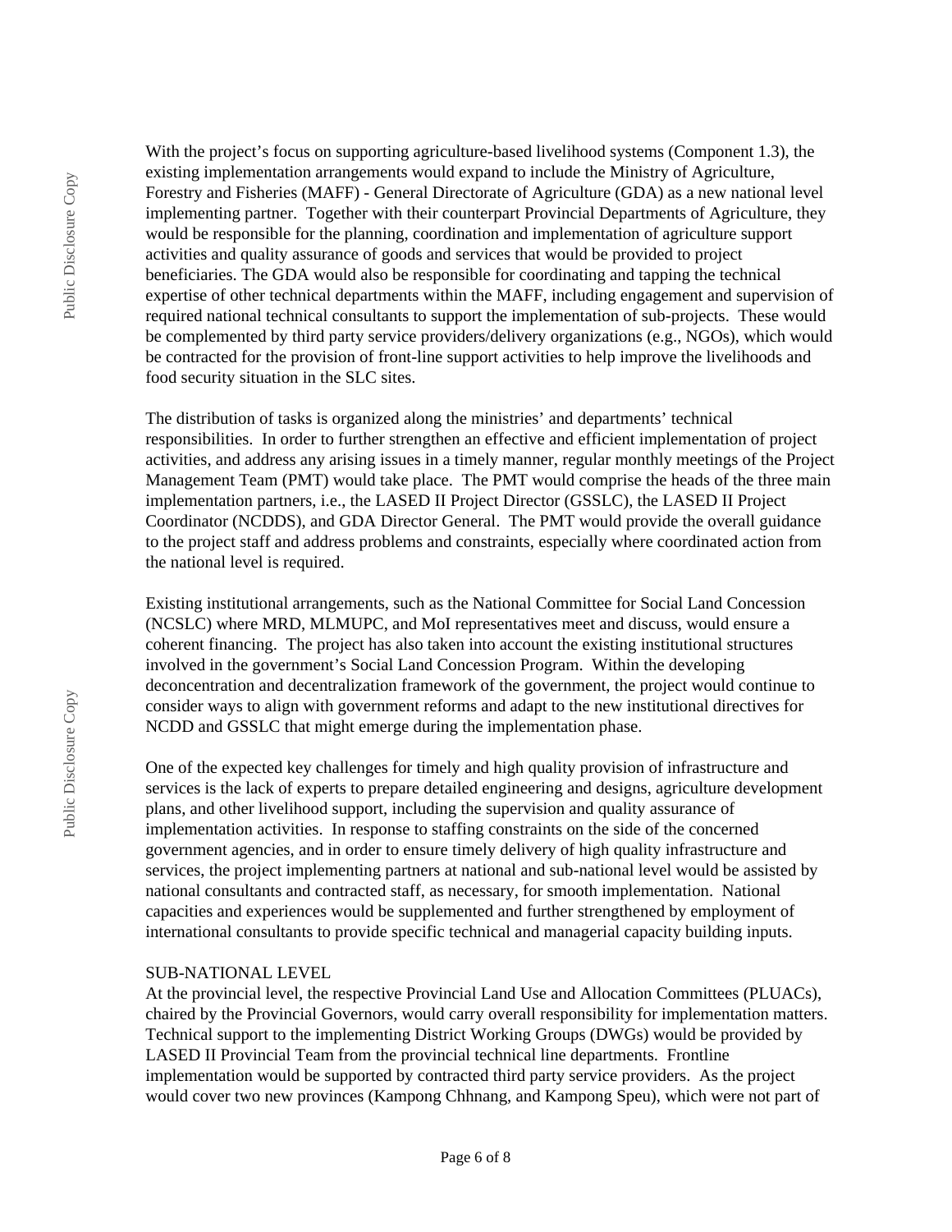With the project's focus on supporting agriculture-based livelihood systems (Component 1.3), the existing implementation arrangements would expand to include the Ministry of Agriculture, Forestry and Fisheries (MAFF) - General Directorate of Agriculture (GDA) as a new national level implementing partner. Together with their counterpart Provincial Departments of Agriculture, they would be responsible for the planning, coordination and implementation of agriculture support activities and quality assurance of goods and services that would be provided to project beneficiaries. The GDA would also be responsible for coordinating and tapping the technical expertise of other technical departments within the MAFF, including engagement and supervision of required national technical consultants to support the implementation of sub-projects. These would be complemented by third party service providers/delivery organizations (e.g., NGOs), which would be contracted for the provision of front-line support activities to help improve the livelihoods and food security situation in the SLC sites.

The distribution of tasks is organized along the ministries' and departments' technical responsibilities. In order to further strengthen an effective and efficient implementation of project activities, and address any arising issues in a timely manner, regular monthly meetings of the Project Management Team (PMT) would take place. The PMT would comprise the heads of the three main implementation partners, i.e., the LASED II Project Director (GSSLC), the LASED II Project Coordinator (NCDDS), and GDA Director General. The PMT would provide the overall guidance to the project staff and address problems and constraints, especially where coordinated action from the national level is required.

Existing institutional arrangements, such as the National Committee for Social Land Concession (NCSLC) where MRD, MLMUPC, and MoI representatives meet and discuss, would ensure a coherent financing. The project has also taken into account the existing institutional structures involved in the government's Social Land Concession Program. Within the developing deconcentration and decentralization framework of the government, the project would continue to consider ways to align with government reforms and adapt to the new institutional directives for NCDD and GSSLC that might emerge during the implementation phase.

One of the expected key challenges for timely and high quality provision of infrastructure and services is the lack of experts to prepare detailed engineering and designs, agriculture development plans, and other livelihood support, including the supervision and quality assurance of implementation activities. In response to staffing constraints on the side of the concerned government agencies, and in order to ensure timely delivery of high quality infrastructure and services, the project implementing partners at national and sub-national level would be assisted by national consultants and contracted staff, as necessary, for smooth implementation. National capacities and experiences would be supplemented and further strengthened by employment of international consultants to provide specific technical and managerial capacity building inputs.

SUB-NATIONAL LEVEL

At the provincial level, the respective Provincial Land Use and Allocation Committees (PLUACs), chaired by the Provincial Governors, would carry overall responsibility for implementation matters. Technical support to the implementing District Working Groups (DWGs) would be provided by LASED II Provincial Team from the provincial technical line departments. Frontline implementation would be supported by contracted third party service providers. As the project would cover two new provinces (Kampong Chhnang, and Kampong Speu), which were not part of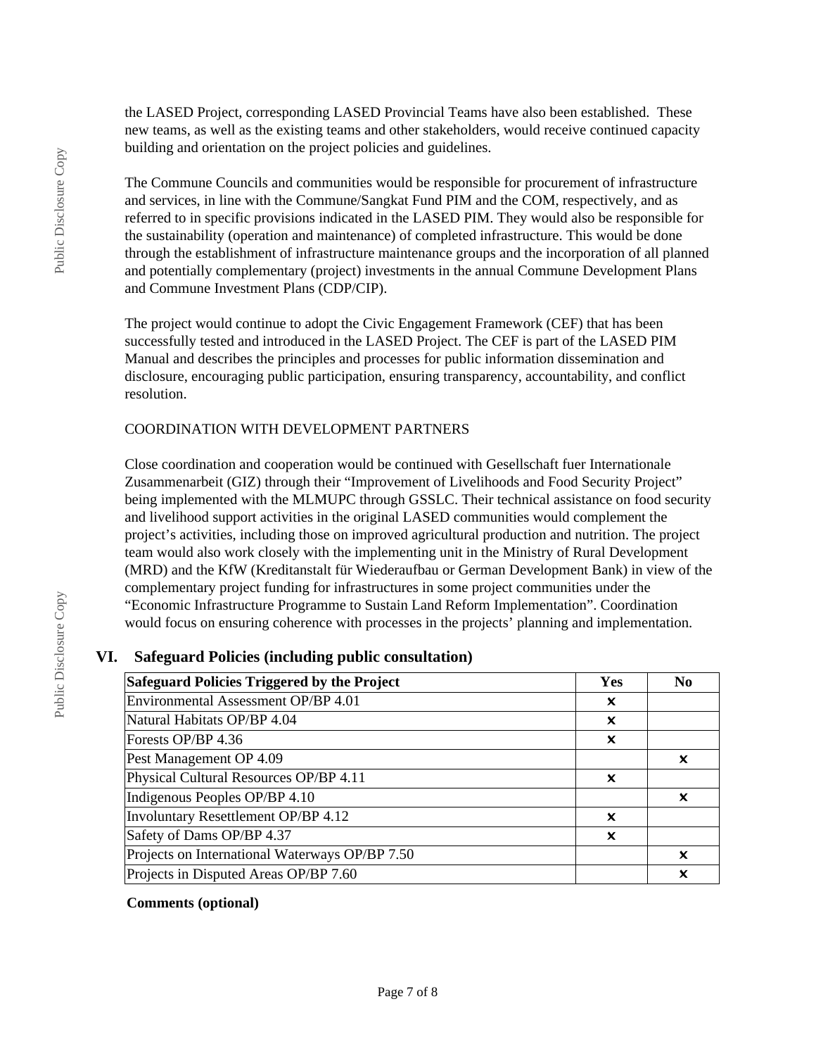the LASED Project, corresponding LASED Provincial Teams have also been established. These new teams, as well as the existing teams and other stakeholders, would receive continued capacity building and orientation on the project policies and guidelines.

The Commune Councils and communities would be responsible for procurement of infrastructure and services, in line with the Commune/Sangkat Fund PIM and the COM, respectively, and as referred to in specific provisions indicated in the LASED PIM. They would also be responsible for the sustainability (operation and maintenance) of completed infrastructure. This would be done through the establishment of infrastructure maintenance groups and the incorporation of all planned and potentially complementary (project) investments in the annual Commune Development Plans and Commune Investment Plans (CDP/CIP).

The project would continue to adopt the Civic Engagement Framework (CEF) that has been successfully tested and introduced in the LASED Project. The CEF is part of the LASED PIM Manual and describes the principles and processes for public information dissemination and disclosure, encouraging public participation, ensuring transparency, accountability, and conflict resolution.

COORDINATION WITH DEVELOPMENT PARTNERS

Close coordination and cooperation would be continued with Gesellschaft fuer Internationale Zusammenarbeit (GIZ) through their "Improvement of Livelihoods and Food Security Project" being implemented with the MLMUPC through GSSLC. Their technical assistance on food security and livelihood support activities in the original LASED communities would complement the project's activities, including those on improved agricultural production and nutrition. The project team would also work closely with the implementing unit in the Ministry of Rural Development (MRD) and the KfW (Kreditanstalt für Wiederaufbau or German Development Bank) in view of the complementary project funding for infrastructures in some project communities under the "Economic Infrastructure Programme to Sustain Land Reform Implementation". Coordination would focus on ensuring coherence with processes in the projects' planning and implementation.

## VI. Safeguard Policies (including public consultation)

| Safeguard Policies Triggered by the Project | Yes | No |
|---|---|---|
| Environmental Assessment OP/BP 4.01 | x | |
| Natural Habitats OP/BP 4.04 | x | |
| Forests OP/BP 4.36 | x | |
| Pest Management OP 4.09 | | x |
| Physical Cultural Resources OP/BP 4.11 | x | |
| Indigenous Peoples OP/BP 4.10 | | x |
| Involuntary Resettlement OP/BP 4.12 | x | |
| Safety of Dams OP/BP 4.37 | x | |
| Projects on International Waterways OP/BP 7.50 | | x |
| Projects in Disputed Areas OP/BP 7.60 | | x |

**Comments (optional)**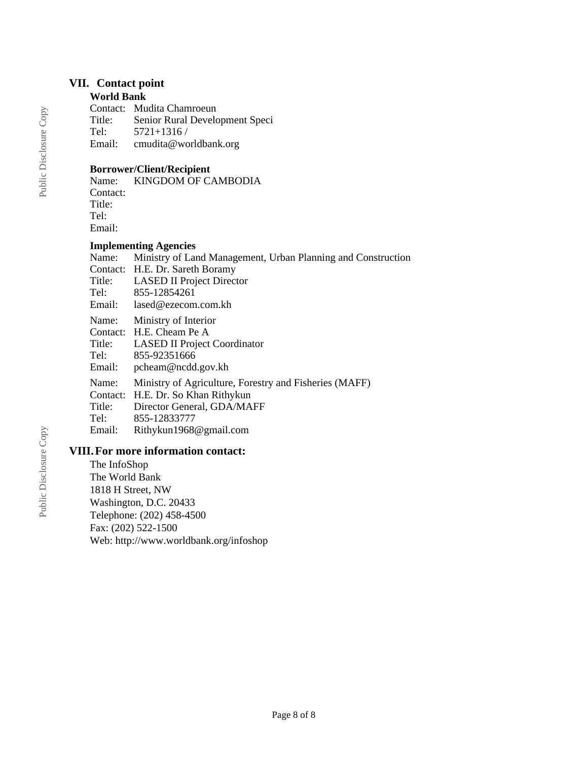## VII. Contact point

**World Bank**

Contact: Mudita Chamroeun
Title: Senior Rural Development Speci
Tel: 5721+1316 /
Email: cmudita@worldbank.org

**Borrower/Client/Recipient**

Name: KINGDOM OF CAMBODIA
Contact:
Title:
Tel:
Email:

**Implementing Agencies**

Name: Ministry of Land Management, Urban Planning and Construction
Contact: H.E. Dr. Sareth Boramy
Title: LASED II Project Director
Tel: 855-12854261
Email: lased@ezecom.com.kh

Name: Ministry of Interior
Contact: H.E. Cheam Pe A
Title: LASED II Project Coordinator
Tel: 855-92351666
Email: pcheam@ncdd.gov.kh

Name: Ministry of Agriculture, Forestry and Fisheries (MAFF)
Contact: H.E. Dr. So Khan Rithykun
Title: Director General, GDA/MAFF
Tel: 855-12833777
Email: Rithykun1968@gmail.com

## VIII. For more information contact:

The InfoShop
The World Bank
1818 H Street, NW
Washington, D.C. 20433
Telephone: (202) 458-4500
Fax: (202) 522-1500
Web: http://www.worldbank.org/infoshop